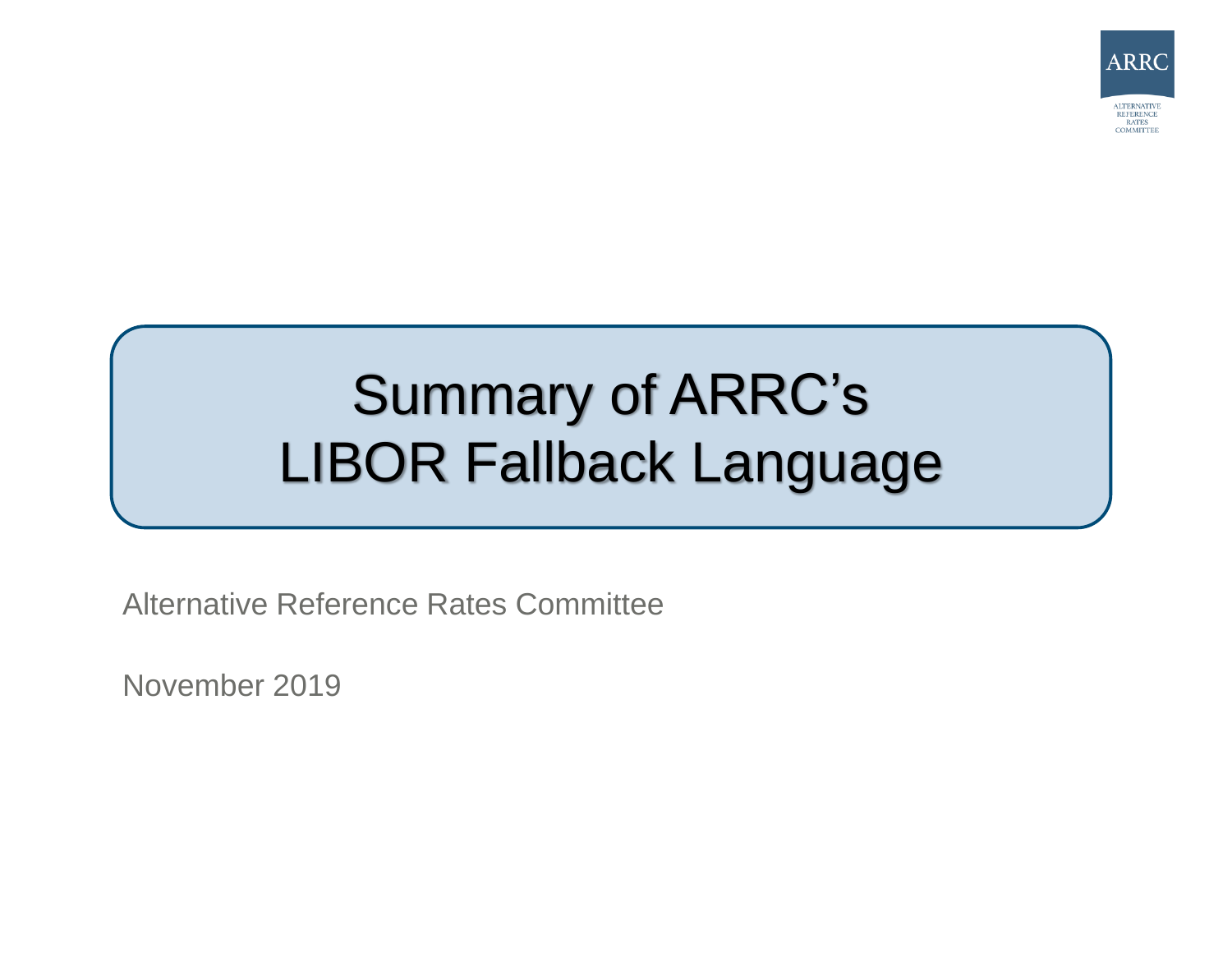ARRC

ALTERNATIVE REFERENCE RATES COMMITTEE

# Summary of ARRC's LIBOR Fallback Language

Alternative Reference Rates Committee

November 2019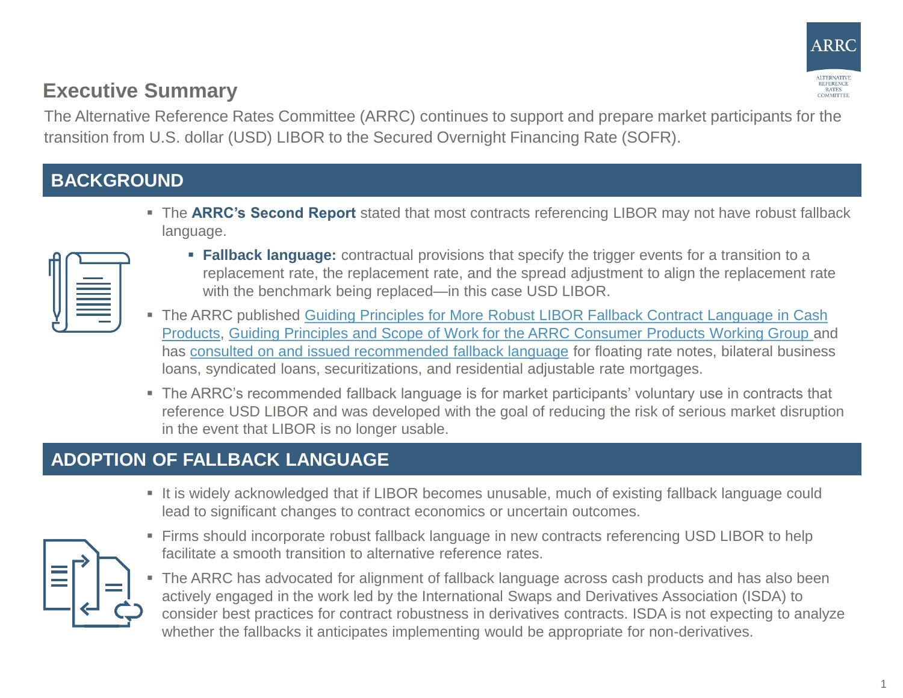# Executive Summary

The Alternative Reference Rates Committee (ARRC) continues to support and prepare market participants for the transition from U.S. dollar (USD) LIBOR to the Secured Overnight Financing Rate (SOFR).

## BACKGROUND

- The **ARRC's Second Report** stated that most contracts referencing LIBOR may not have robust fallback language.
  - **Fallback language:** contractual provisions that specify the trigger events for a transition to a replacement rate, the replacement rate, and the spread adjustment to align the replacement rate with the benchmark being replaced—in this case USD LIBOR.
- The ARRC published Guiding Principles for More Robust LIBOR Fallback Contract Language in Cash Products, Guiding Principles and Scope of Work for the ARRC Consumer Products Working Group and has consulted on and issued recommended fallback language for floating rate notes, bilateral business loans, syndicated loans, securitizations, and residential adjustable rate mortgages.
- The ARRC's recommended fallback language is for market participants' voluntary use in contracts that reference USD LIBOR and was developed with the goal of reducing the risk of serious market disruption in the event that LIBOR is no longer usable.

## ADOPTION OF FALLBACK LANGUAGE

- It is widely acknowledged that if LIBOR becomes unusable, much of existing fallback language could lead to significant changes to contract economics or uncertain outcomes.
- Firms should incorporate robust fallback language in new contracts referencing USD LIBOR to help facilitate a smooth transition to alternative reference rates.
- The ARRC has advocated for alignment of fallback language across cash products and has also been actively engaged in the work led by the International Swaps and Derivatives Association (ISDA) to consider best practices for contract robustness in derivatives contracts. ISDA is not expecting to analyze whether the fallbacks it anticipates implementing would be appropriate for non-derivatives.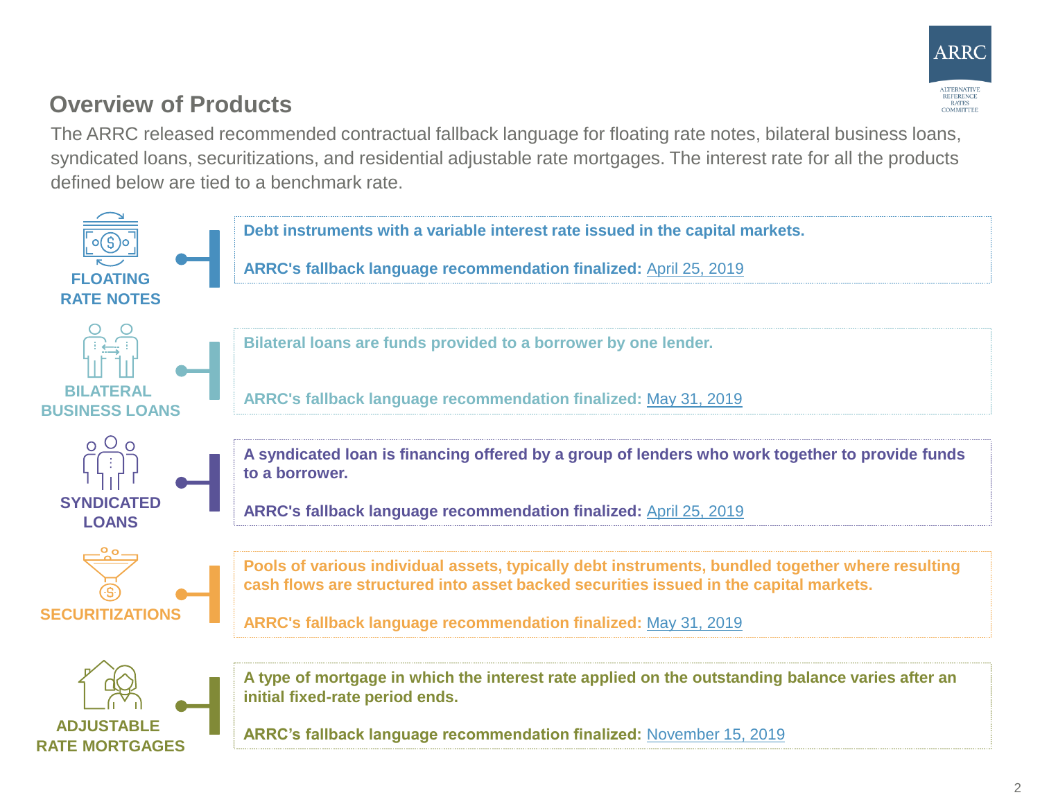# Overview of Products

The ARRC released recommended contractual fallback language for floating rate notes, bilateral business loans, syndicated loans, securitizations, and residential adjustable rate mortgages. The interest rate for all the products defined below are tied to a benchmark rate.

## FLOATING RATE NOTES

**Debt instruments with a variable interest rate issued in the capital markets.**

**ARRC's fallback language recommendation finalized:** April 25, 2019

## BILATERAL BUSINESS LOANS

**Bilateral loans are funds provided to a borrower by one lender.**

**ARRC's fallback language recommendation finalized:** May 31, 2019

## SYNDICATED LOANS

**A syndicated loan is financing offered by a group of lenders who work together to provide funds to a borrower.**

**ARRC's fallback language recommendation finalized:** April 25, 2019

## SECURITIZATIONS

**Pools of various individual assets, typically debt instruments, bundled together where resulting cash flows are structured into asset backed securities issued in the capital markets.**

**ARRC's fallback language recommendation finalized:** May 31, 2019

## ADJUSTABLE RATE MORTGAGES

**A type of mortgage in which the interest rate applied on the outstanding balance varies after an initial fixed-rate period ends.**

**ARRC's fallback language recommendation finalized:** November 15, 2019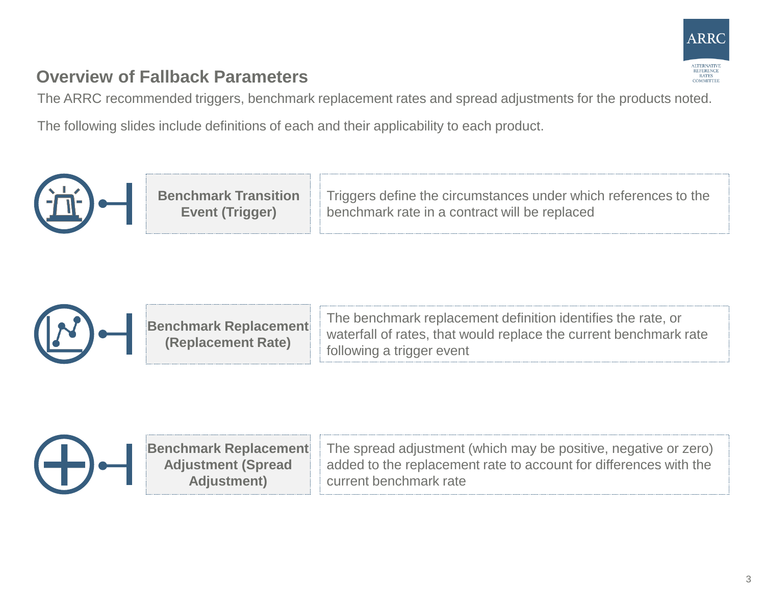## Overview of Fallback Parameters

The ARRC recommended triggers, benchmark replacement rates and spread adjustments for the products noted.

The following slides include definitions of each and their applicability to each product.

| Parameter | Definition |
| --- | --- |
| **Benchmark Transition Event (Trigger)** | Triggers define the circumstances under which references to the benchmark rate in a contract will be replaced |
| **Benchmark Replacement (Replacement Rate)** | The benchmark replacement definition identifies the rate, or waterfall of rates, that would replace the current benchmark rate following a trigger event |
| **Benchmark Replacement Adjustment (Spread Adjustment)** | The spread adjustment (which may be positive, negative or zero) added to the replacement rate to account for differences with the current benchmark rate |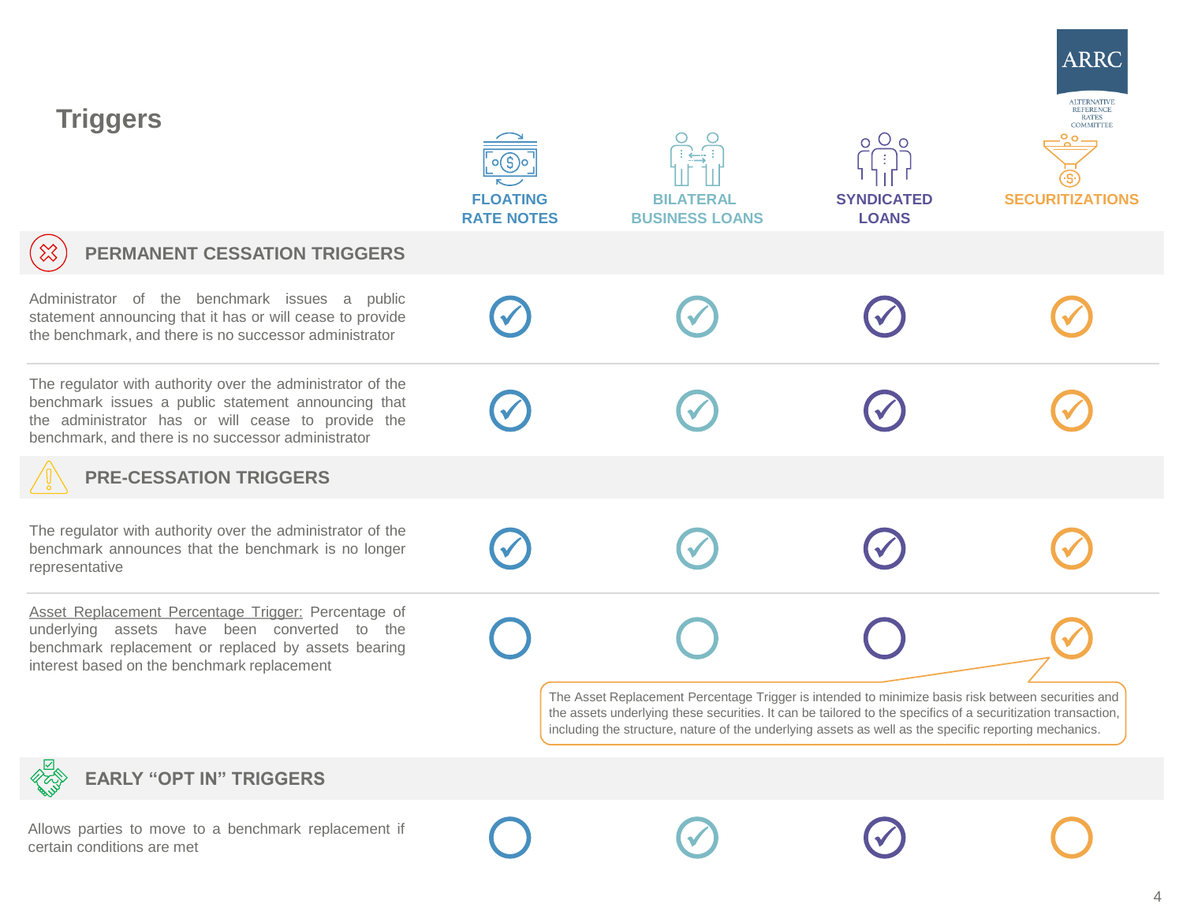# Triggers

| | FLOATING RATE NOTES | BILATERAL BUSINESS LOANS | SYNDICATED LOANS | SECURITIZATIONS |
|---|---|---|---|---|
| **PERMANENT CESSATION TRIGGERS** | | | | |
| Administrator of the benchmark issues a public statement announcing that it has or will cease to provide the benchmark, and there is no successor administrator | ✓ | ✓ | ✓ | ✓ |
| The regulator with authority over the administrator of the benchmark issues a public statement announcing that the administrator has or will cease to provide the benchmark, and there is no successor administrator | ✓ | ✓ | ✓ | ✓ |
| **PRE-CESSATION TRIGGERS** | | | | |
| The regulator with authority over the administrator of the benchmark announces that the benchmark is no longer representative | ✓ | ✓ | ✓ | ✓ |
| Asset Replacement Percentage Trigger: Percentage of underlying assets have been converted to the benchmark replacement or replaced by assets bearing interest based on the benchmark replacement | ○ | ○ | ○ | ✓ |
| **EARLY "OPT IN" TRIGGERS** | | | | |
| Allows parties to move to a benchmark replacement if certain conditions are met | ○ | ✓ | ✓ | ○ |

The Asset Replacement Percentage Trigger is intended to minimize basis risk between securities and the assets underlying these securities. It can be tailored to the specifics of a securitization transaction, including the structure, nature of the underlying assets as well as the specific reporting mechanics.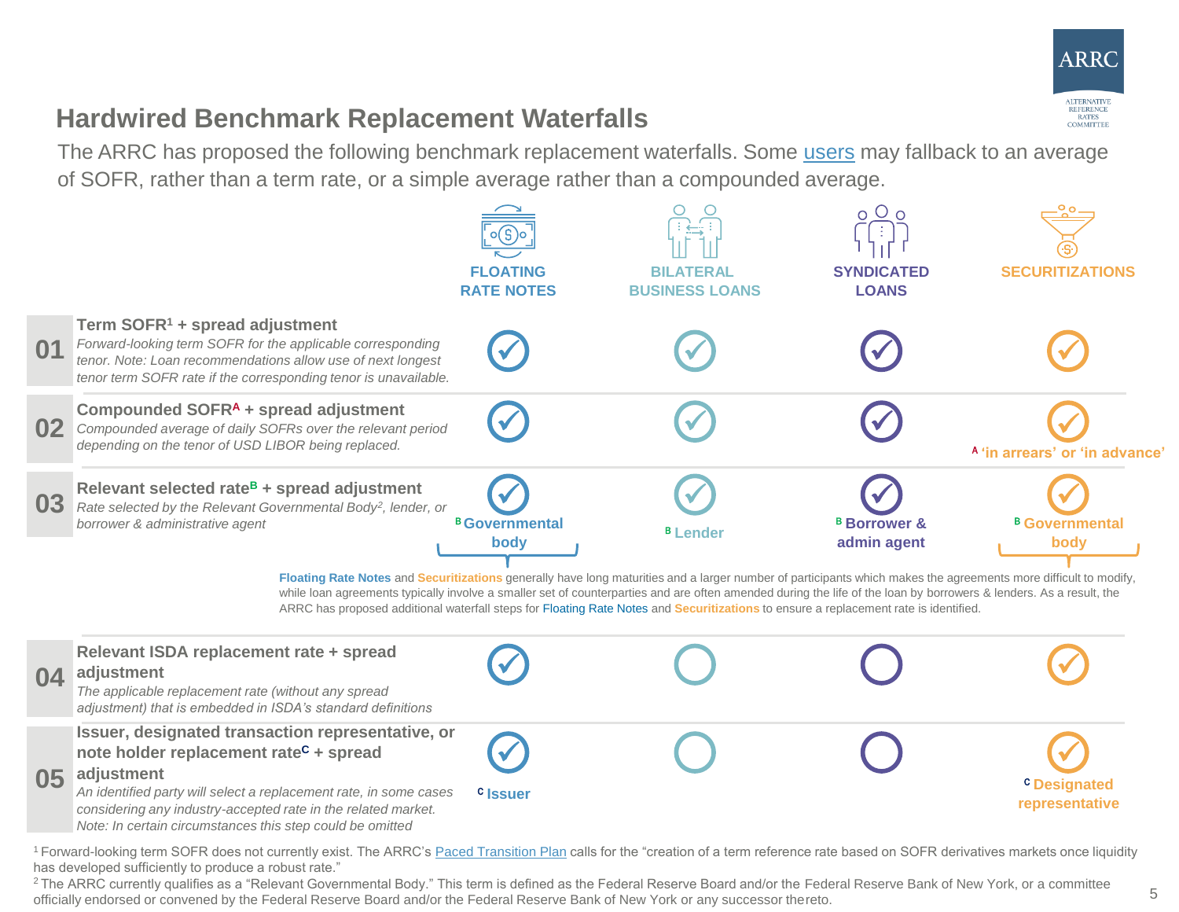## Hardwired Benchmark Replacement Waterfalls

The ARRC has proposed the following benchmark replacement waterfalls. Some users may fallback to an average of SOFR, rather than a term rate, or a simple average rather than a compounded average.

| | Step | FLOATING RATE NOTES | BILATERAL BUSINESS LOANS | SYNDICATED LOANS | SECURITIZATIONS |
|---|---|---|---|---|---|
| 01 | **Term SOFR[1] + spread adjustment** *Forward-looking term SOFR for the applicable corresponding tenor. Note: Loan recommendations allow use of next longest tenor term SOFR rate if the corresponding tenor is unavailable.* | ✓ | ✓ | ✓ | ✓ |
| 02 | **Compounded SOFR[A] + spread adjustment** *Compounded average of daily SOFRs over the relevant period depending on the tenor of USD LIBOR being replaced.* | ✓ | ✓ | ✓ | ✓ [A] 'in arrears' or 'in advance' |
| 03 | **Relevant selected rate[B] + spread adjustment** *Rate selected by the Relevant Governmental Body[2], lender, or borrower & administrative agent* | ✓ [B] Governmental body | ✓ [B] Lender | ✓ [B] Borrower & admin agent | ✓ [B] Governmental body |
| 04 | **Relevant ISDA replacement rate + spread adjustment** *The applicable replacement rate (without any spread adjustment) that is embedded in ISDA's standard definitions* | ✓ | | | ✓ |
| 05 | **Issuer, designated transaction representative, or note holder replacement rate[C] + spread adjustment** *An identified party will select a replacement rate, in some cases considering any industry-accepted rate in the related market. Note: In certain circumstances this step could be omitted* | ✓ [C] Issuer | | | ✓ [C] Designated representative |

**Floating Rate Notes** and **Securitizations** generally have long maturities and a larger number of participants which makes the agreements more difficult to modify, while loan agreements typically involve a smaller set of counterparties and are often amended during the life of the loan by borrowers & lenders. As a result, the ARRC has proposed additional waterfall steps for Floating Rate Notes and Securitizations to ensure a replacement rate is identified.

[1] Forward-looking term SOFR does not currently exist. The ARRC's Paced Transition Plan calls for the "creation of a term reference rate based on SOFR derivatives markets once liquidity has developed sufficiently to produce a robust rate."

[2] The ARRC currently qualifies as a "Relevant Governmental Body." This term is defined as the Federal Reserve Board and/or the Federal Reserve Bank of New York, or a committee officially endorsed or convened by the Federal Reserve Board and/or the Federal Reserve Bank of New York or any successor thereto.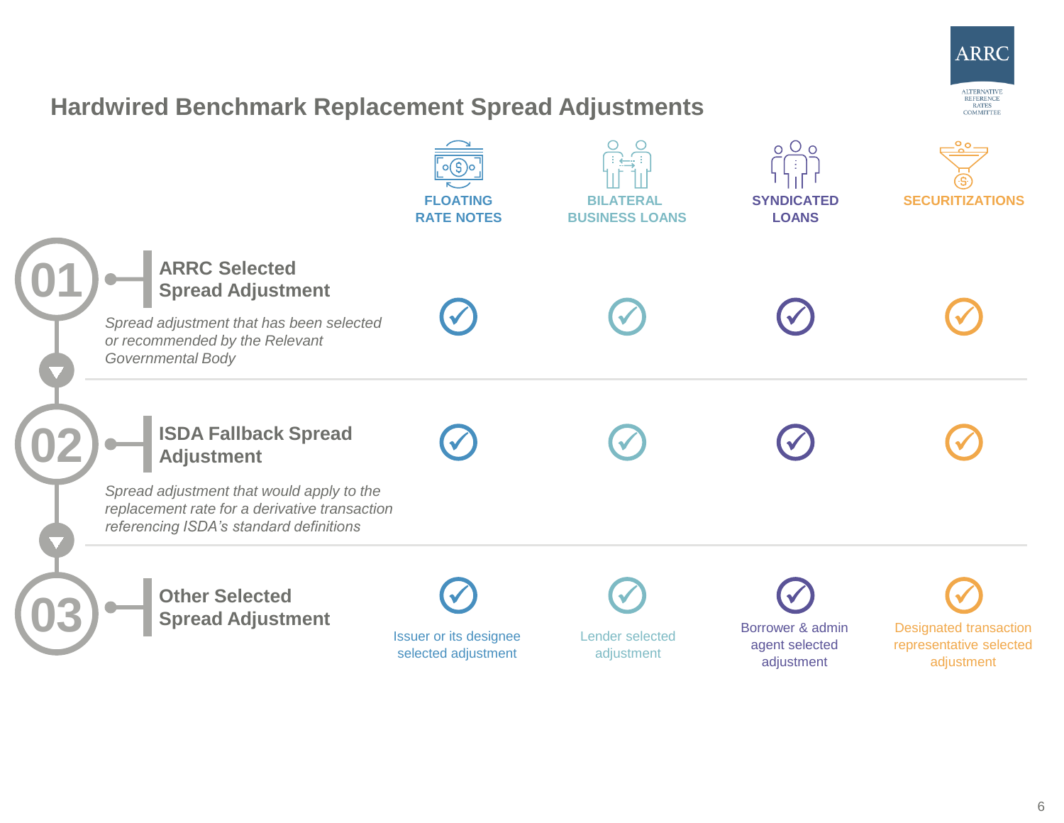# Hardwired Benchmark Replacement Spread Adjustments

| | FLOATING RATE NOTES | BILATERAL BUSINESS LOANS | SYNDICATED LOANS | SECURITIZATIONS |
|---|---|---|---|---|
| **01 ARRC Selected Spread Adjustment**<br>*Spread adjustment that has been selected or recommended by the Relevant Governmental Body* | ✓ | ✓ | ✓ | ✓ |
| **02 ISDA Fallback Spread Adjustment**<br>*Spread adjustment that would apply to the replacement rate for a derivative transaction referencing ISDA's standard definitions* | ✓ | ✓ | ✓ | ✓ |
| **03 Other Selected Spread Adjustment** | ✓ Issuer or its designee selected adjustment | ✓ Lender selected adjustment | ✓ Borrower & admin agent selected adjustment | ✓ Designated transaction representative selected adjustment |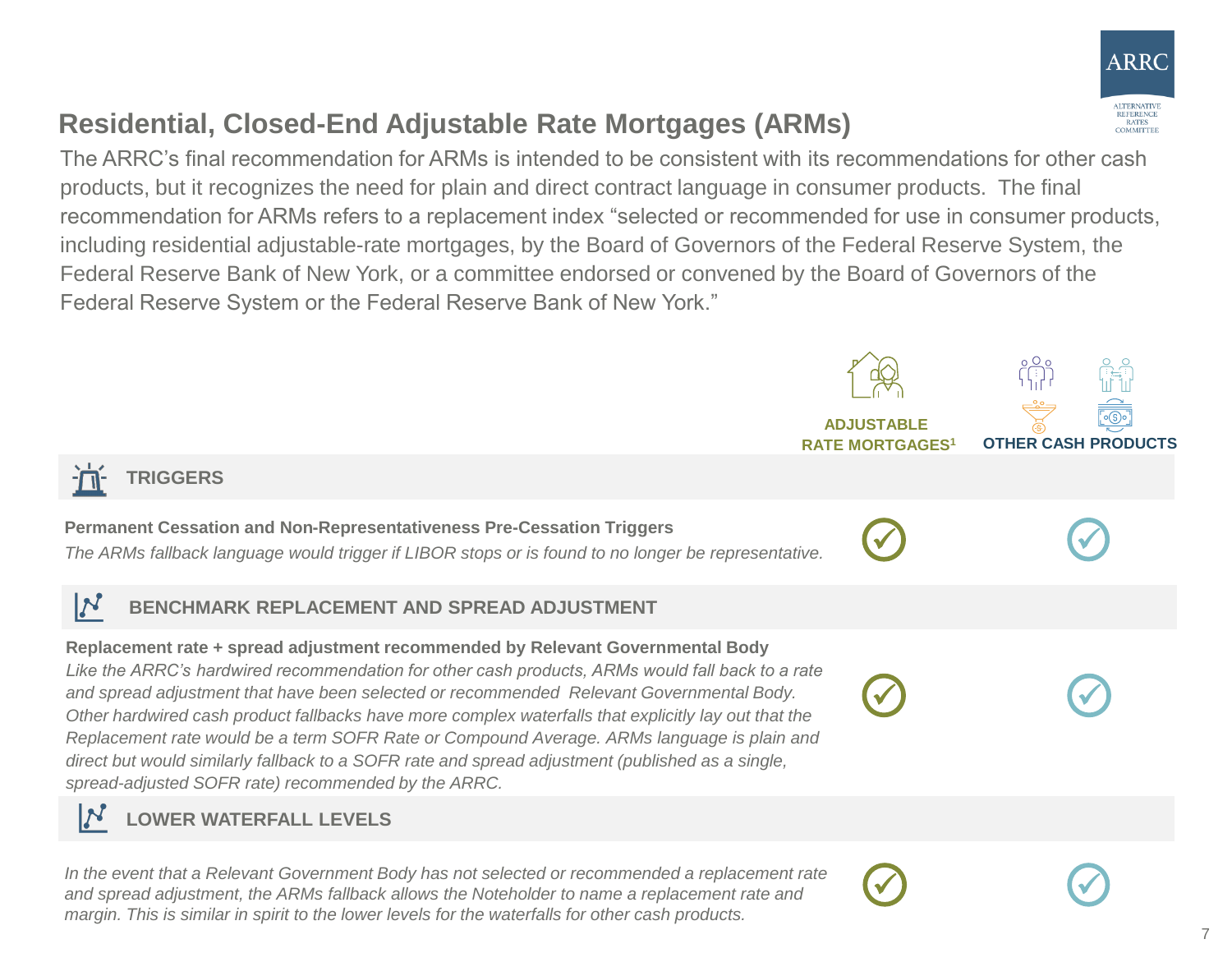# Residential, Closed-End Adjustable Rate Mortgages (ARMs)

The ARRC's final recommendation for ARMs is intended to be consistent with its recommendations for other cash products, but it recognizes the need for plain and direct contract language in consumer products. The final recommendation for ARMs refers to a replacement index "selected or recommended for use in consumer products, including residential adjustable-rate mortgages, by the Board of Governors of the Federal Reserve System, the Federal Reserve Bank of New York, or a committee endorsed or convened by the Board of Governors of the Federal Reserve System or the Federal Reserve Bank of New York."

| | ADJUSTABLE RATE MORTGAGES[1] | OTHER CASH PRODUCTS |
|---|---|---|
| **TRIGGERS** | | |
| **Permanent Cessation and Non-Representativeness Pre-Cessation Triggers** *The ARMs fallback language would trigger if LIBOR stops or is found to no longer be representative.* | ✓ | ✓ |
| **BENCHMARK REPLACEMENT AND SPREAD ADJUSTMENT** | | |
| **Replacement rate + spread adjustment recommended by Relevant Governmental Body** *Like the ARRC's hardwired recommendation for other cash products, ARMs would fall back to a rate and spread adjustment that have been selected or recommended Relevant Governmental Body. Other hardwired cash product fallbacks have more complex waterfalls that explicitly lay out that the Replacement rate would be a term SOFR Rate or Compound Average. ARMs language is plain and direct but would similarly fallback to a SOFR rate and spread adjustment (published as a single, spread-adjusted SOFR rate) recommended by the ARRC.* | ✓ | ✓ |
| **LOWER WATERFALL LEVELS** | | |
| *In the event that a Relevant Government Body has not selected or recommended a replacement rate and spread adjustment, the ARMs fallback allows the Noteholder to name a replacement rate and margin. This is similar in spirit to the lower levels for the waterfalls for other cash products.* | ✓ | ✓ |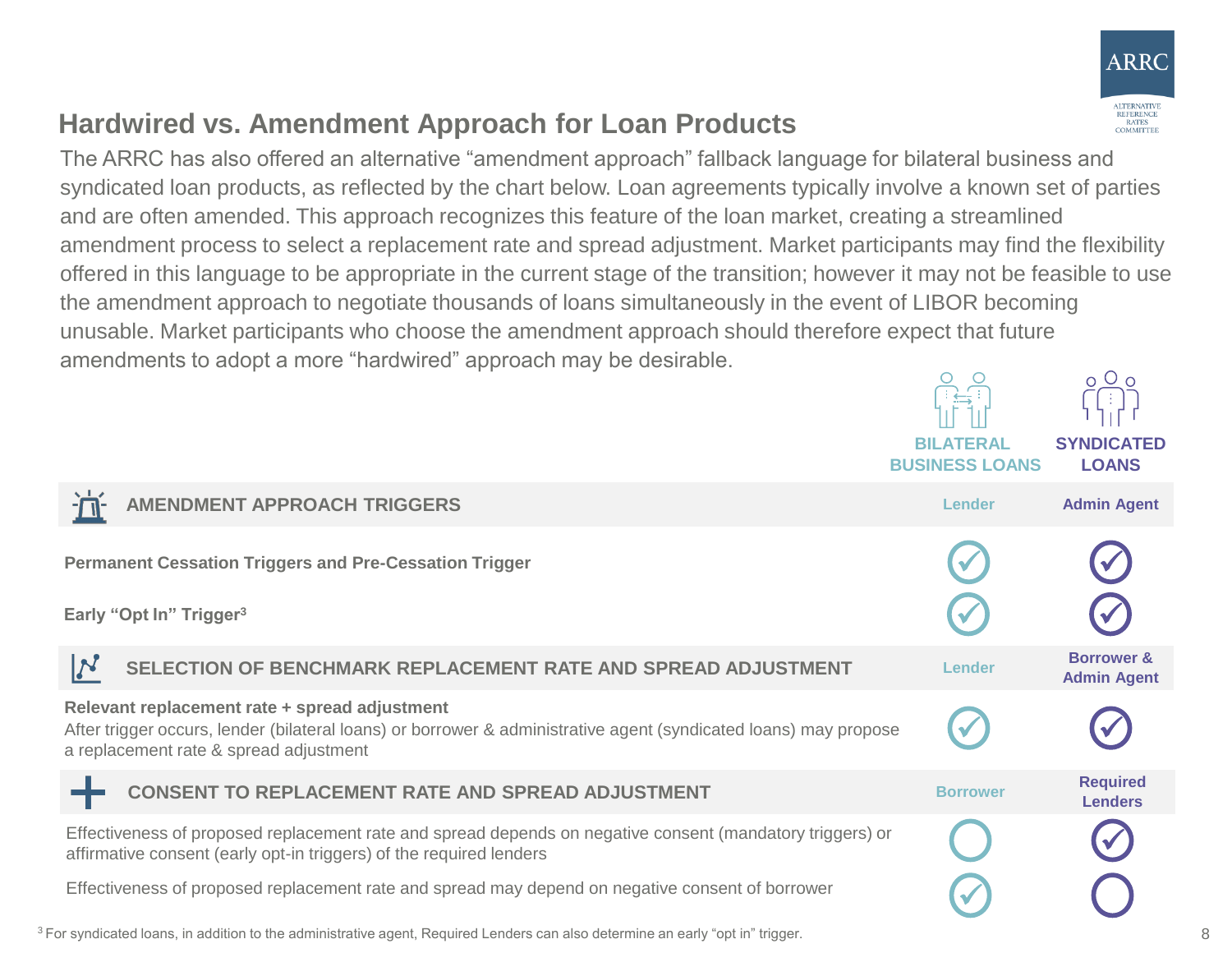## Hardwired vs. Amendment Approach for Loan Products

The ARRC has also offered an alternative "amendment approach" fallback language for bilateral business and syndicated loan products, as reflected by the chart below. Loan agreements typically involve a known set of parties and are often amended. This approach recognizes this feature of the loan market, creating a streamlined amendment process to select a replacement rate and spread adjustment. Market participants may find the flexibility offered in this language to be appropriate in the current stage of the transition; however it may not be feasible to use the amendment approach to negotiate thousands of loans simultaneously in the event of LIBOR becoming unusable. Market participants who choose the amendment approach should therefore expect that future amendments to adopt a more "hardwired" approach may be desirable.

| | BILATERAL BUSINESS LOANS | SYNDICATED LOANS |
|---|---|---|
| **AMENDMENT APPROACH TRIGGERS** | Lender | Admin Agent |
| **Permanent Cessation Triggers and Pre-Cessation Trigger** | ✓ | ✓ |
| **Early "Opt In" Trigger**[3] | ✓ | ✓ |
| **SELECTION OF BENCHMARK REPLACEMENT RATE AND SPREAD ADJUSTMENT** | Lender | Borrower & Admin Agent |
| **Relevant replacement rate + spread adjustment** After trigger occurs, lender (bilateral loans) or borrower & administrative agent (syndicated loans) may propose a replacement rate & spread adjustment | ✓ | ✓ |
| **CONSENT TO REPLACEMENT RATE AND SPREAD ADJUSTMENT** | Borrower | Required Lenders |
| Effectiveness of proposed replacement rate and spread depends on negative consent (mandatory triggers) or affirmative consent (early opt-in triggers) of the required lenders | | ✓ |
| Effectiveness of proposed replacement rate and spread may depend on negative consent of borrower | ✓ | |

[3] For syndicated loans, in addition to the administrative agent, Required Lenders can also determine an early "opt in" trigger.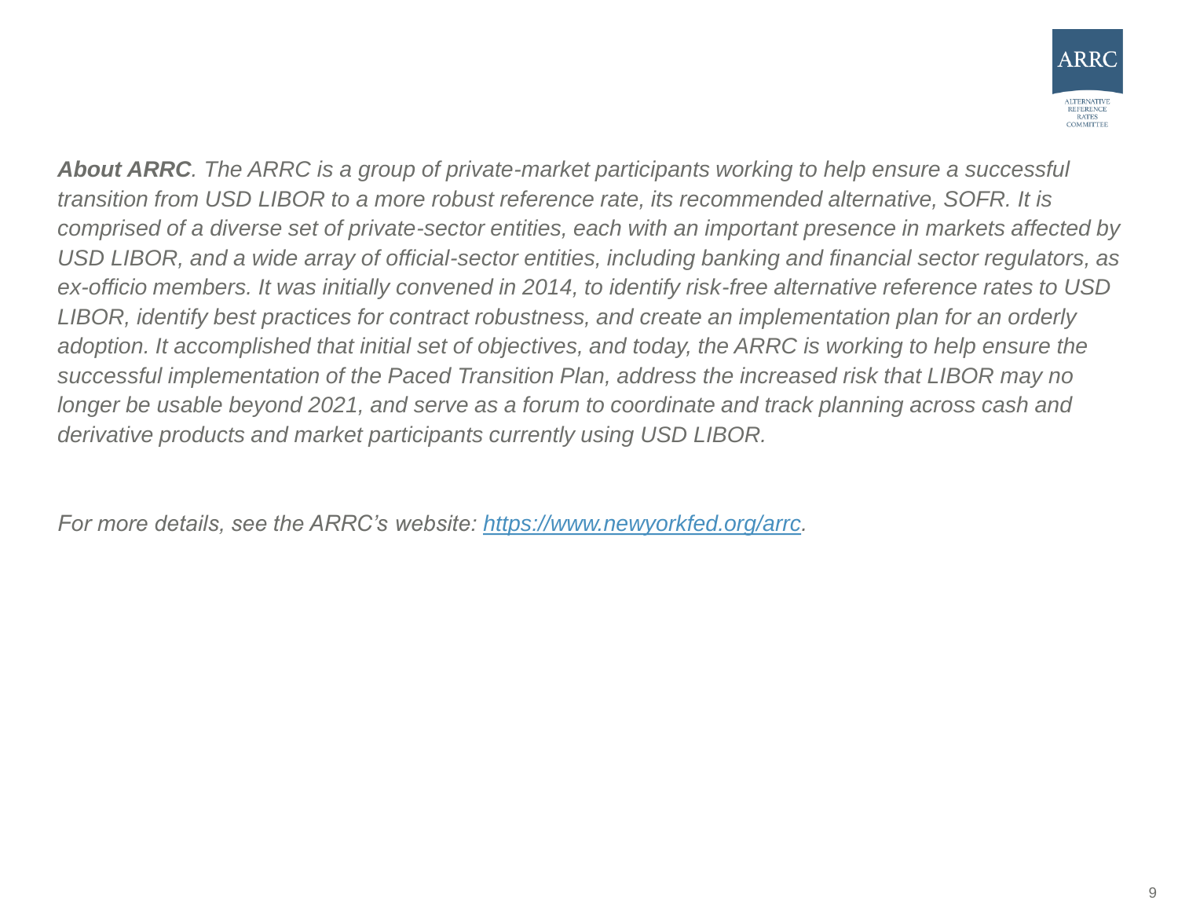***About ARRC**. The ARRC is a group of private-market participants working to help ensure a successful transition from USD LIBOR to a more robust reference rate, its recommended alternative, SOFR. It is comprised of a diverse set of private-sector entities, each with an important presence in markets affected by USD LIBOR, and a wide array of official-sector entities, including banking and financial sector regulators, as ex-officio members. It was initially convened in 2014, to identify risk-free alternative reference rates to USD LIBOR, identify best practices for contract robustness, and create an implementation plan for an orderly adoption. It accomplished that initial set of objectives, and today, the ARRC is working to help ensure the successful implementation of the Paced Transition Plan, address the increased risk that LIBOR may no longer be usable beyond 2021, and serve as a forum to coordinate and track planning across cash and derivative products and market participants currently using USD LIBOR.*

*For more details, see the ARRC's website: [https://www.newyorkfed.org/arrc](https://www.newyorkfed.org/arrc).*